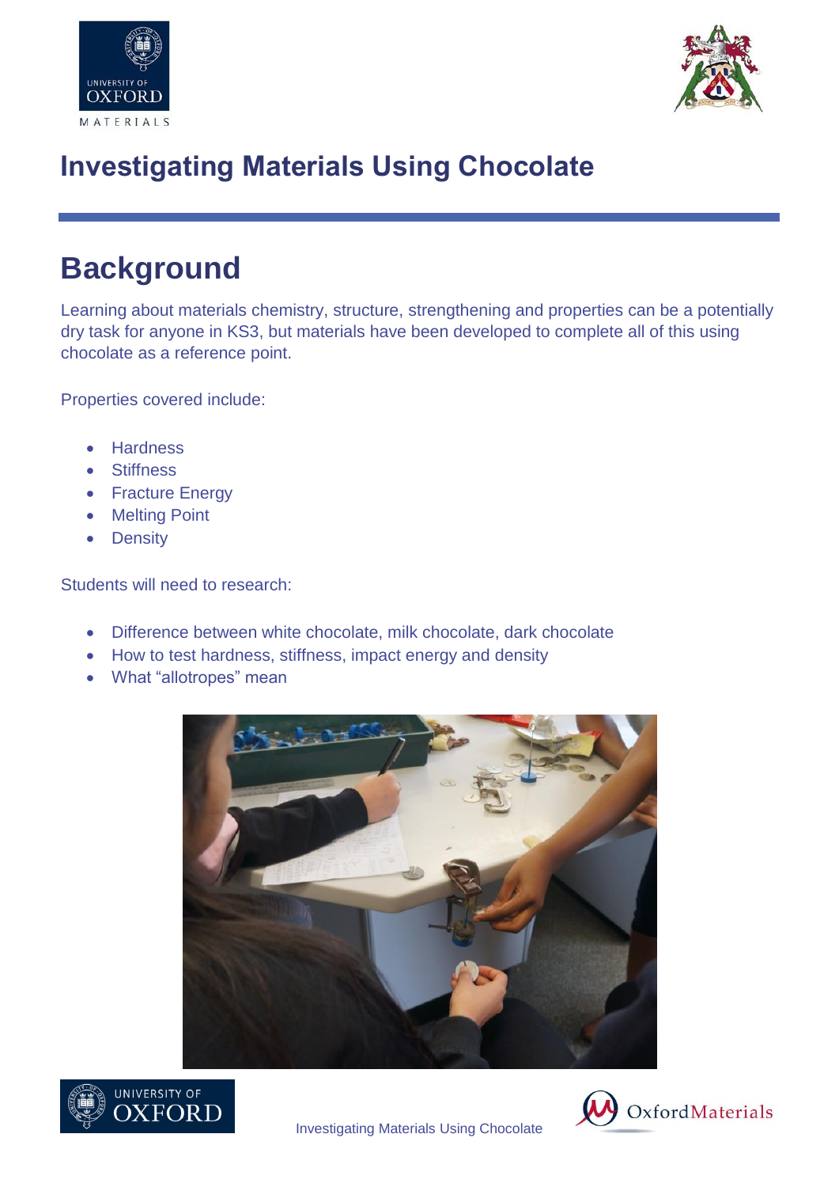# Investigating Materials Using Chocolate

## Background

Learning about materials chemistry, structure, strengthening and properties can be a potentially dry task for anyone in KS3, but materials have been developed to complete all of this using chocolate as a reference point.

Properties covered include:

- Hardness
- Stiffness
- Fracture Energy
- Melting Point
- Density

Students will need to research:

- Difference between white chocolate, milk chocolate, dark chocolate
- How to test hardness, stiffness, impact energy and density
- What “allotropes” mean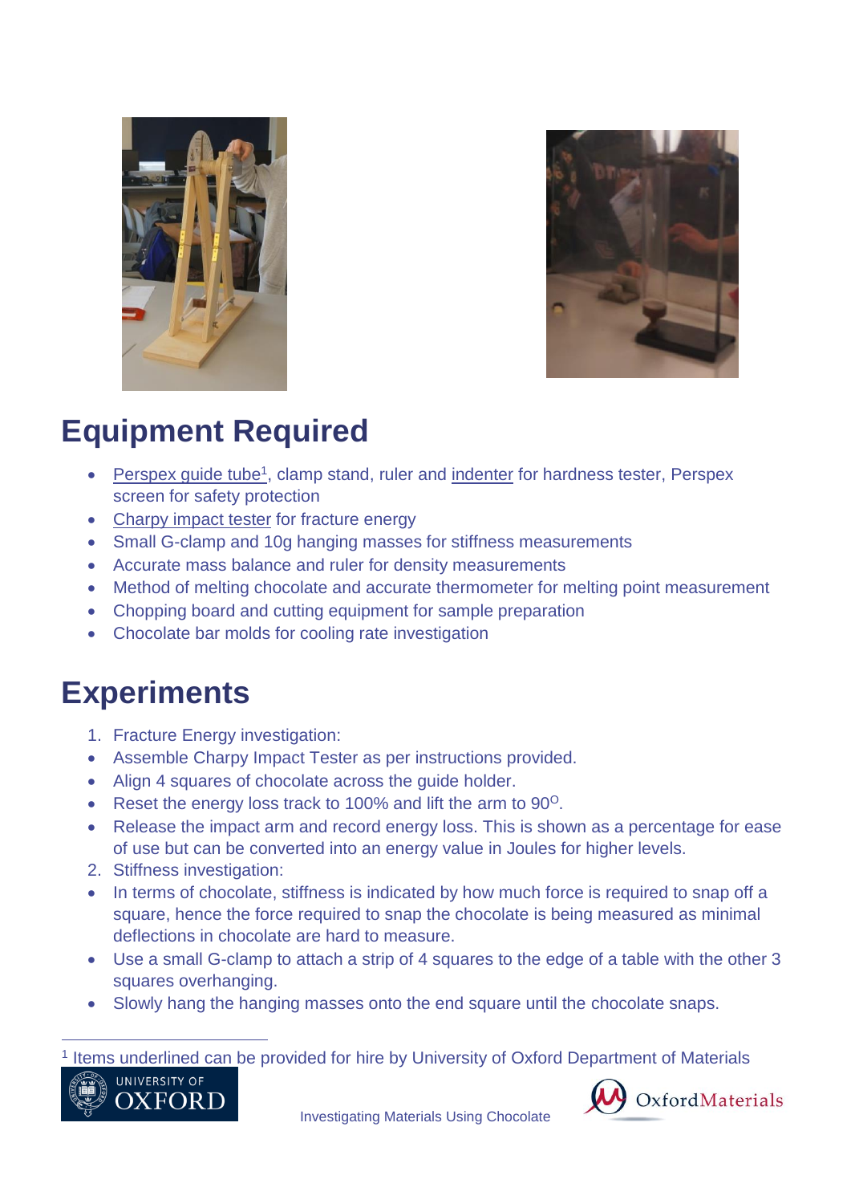## Equipment Required

- Perspex guide tube[1], clamp stand, ruler and indenter for hardness tester, Perspex screen for safety protection
- Charpy impact tester for fracture energy
- Small G-clamp and 10g hanging masses for stiffness measurements
- Accurate mass balance and ruler for density measurements
- Method of melting chocolate and accurate thermometer for melting point measurement
- Chopping board and cutting equipment for sample preparation
- Chocolate bar molds for cooling rate investigation

## Experiments

1. Fracture Energy investigation:

- Assemble Charpy Impact Tester as per instructions provided.
- Align 4 squares of chocolate across the guide holder.
- Reset the energy loss track to 100% and lift the arm to $90^{O}$.
- Release the impact arm and record energy loss. This is shown as a percentage for ease of use but can be converted into an energy value in Joules for higher levels.

2. Stiffness investigation:

- In terms of chocolate, stiffness is indicated by how much force is required to snap off a square, hence the force required to snap the chocolate is being measured as minimal deflections in chocolate are hard to measure.
- Use a small G-clamp to attach a strip of 4 squares to the edge of a table with the other 3 squares overhanging.
- Slowly hang the hanging masses onto the end square until the chocolate snaps.

[1] Items underlined can be provided for hire by University of Oxford Department of Materials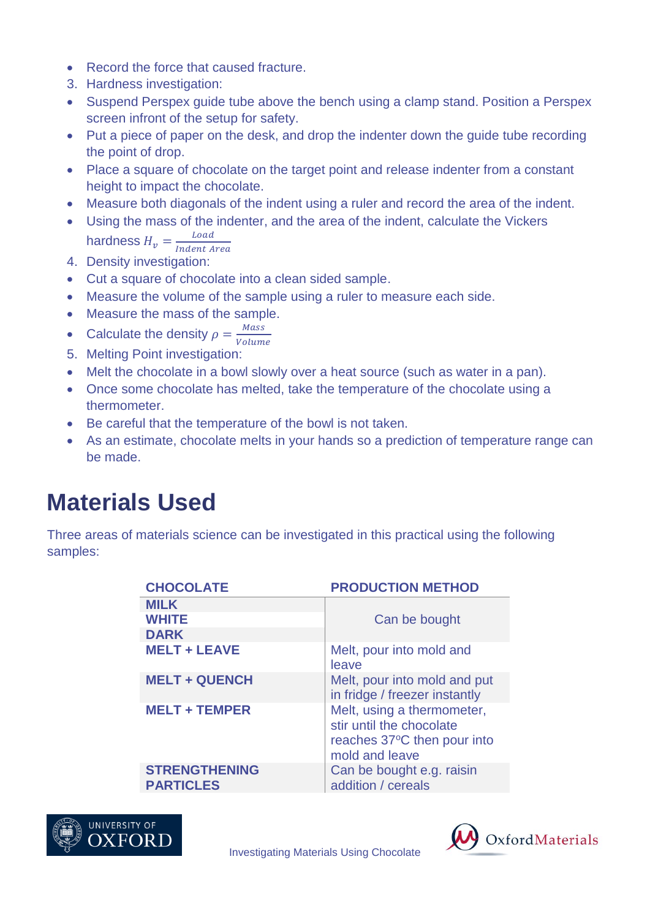- Record the force that caused fracture.

3. Hardness investigation:

- Suspend Perspex guide tube above the bench using a clamp stand. Position a Perspex screen infront of the setup for safety.
- Put a piece of paper on the desk, and drop the indenter down the guide tube recording the point of drop.
- Place a square of chocolate on the target point and release indenter from a constant height to impact the chocolate.
- Measure both diagonals of the indent using a ruler and record the area of the indent.
- Using the mass of the indenter, and the area of the indent, calculate the Vickers hardness $H_v = \frac{Load}{Indent\ Area}$

4. Density investigation:

- Cut a square of chocolate into a clean sided sample.
- Measure the volume of the sample using a ruler to measure each side.
- Measure the mass of the sample.
- Calculate the density $\rho = \frac{Mass}{Volume}$

5. Melting Point investigation:

- Melt the chocolate in a bowl slowly over a heat source (such as water in a pan).
- Once some chocolate has melted, take the temperature of the chocolate using a thermometer.
- Be careful that the temperature of the bowl is not taken.
- As an estimate, chocolate melts in your hands so a prediction of temperature range can be made.

# Materials Used

Three areas of materials science can be investigated in this practical using the following samples:

| CHOCOLATE | PRODUCTION METHOD |
|---|---|
| MILK | Can be bought |
| WHITE | |
| DARK | |
| MELT + LEAVE | Melt, pour into mold and leave |
| MELT + QUENCH | Melt, pour into mold and put in fridge / freezer instantly |
| MELT + TEMPER | Melt, using a thermometer, stir until the chocolate reaches 37$^o$C then pour into mold and leave |
| STRENGTHENING PARTICLES | Can be bought e.g. raisin addition / cereals |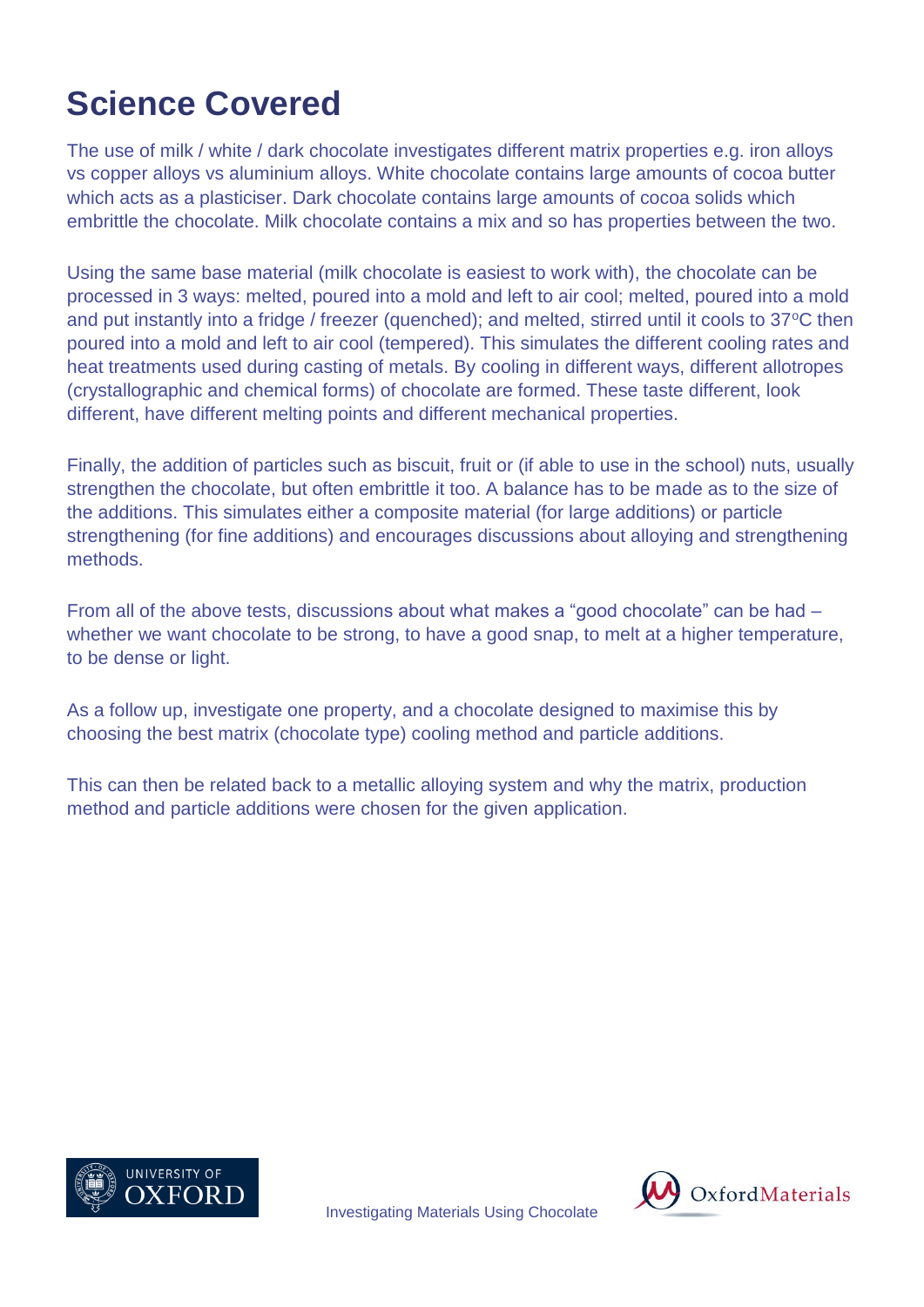# Science Covered

The use of milk / white / dark chocolate investigates different matrix properties e.g. iron alloys vs copper alloys vs aluminium alloys. White chocolate contains large amounts of cocoa butter which acts as a plasticiser. Dark chocolate contains large amounts of cocoa solids which embrittle the chocolate. Milk chocolate contains a mix and so has properties between the two.

Using the same base material (milk chocolate is easiest to work with), the chocolate can be processed in 3 ways: melted, poured into a mold and left to air cool; melted, poured into a mold and put instantly into a fridge / freezer (quenched); and melted, stirred until it cools to 37°C then poured into a mold and left to air cool (tempered). This simulates the different cooling rates and heat treatments used during casting of metals. By cooling in different ways, different allotropes (crystallographic and chemical forms) of chocolate are formed. These taste different, look different, have different melting points and different mechanical properties.

Finally, the addition of particles such as biscuit, fruit or (if able to use in the school) nuts, usually strengthen the chocolate, but often embrittle it too. A balance has to be made as to the size of the additions. This simulates either a composite material (for large additions) or particle strengthening (for fine additions) and encourages discussions about alloying and strengthening methods.

From all of the above tests, discussions about what makes a "good chocolate" can be had – whether we want chocolate to be strong, to have a good snap, to melt at a higher temperature, to be dense or light.

As a follow up, investigate one property, and a chocolate designed to maximise this by choosing the best matrix (chocolate type) cooling method and particle additions.

This can then be related back to a metallic alloying system and why the matrix, production method and particle additions were chosen for the given application.